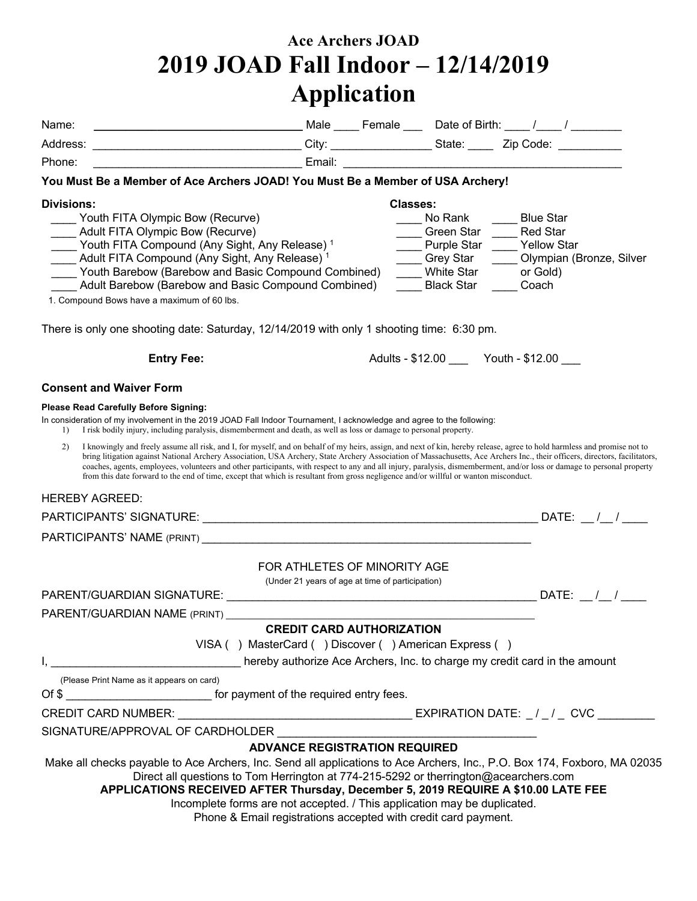# Ace Archers JOAD

# 2019 JOAD Fall Indoor – 12/14/2019 Application

Name: ________________________________ Male ____ Female ___ Date of Birth: ____ /____ / ________

Address: ________________________________ City: _______________ State: ____ Zip Code: __________

Phone: ________________________________ Email: ____________________________________________

**You Must Be a Member of Ace Archers JOAD! You Must Be a Member of USA Archery!**

**Divisions:**

- ____ Youth FITA Olympic Bow (Recurve)
- ____ Adult FITA Olympic Bow (Recurve)
- ____ Youth FITA Compound (Any Sight, Any Release) [1]
- ____ Adult FITA Compound (Any Sight, Any Release) [1]
- ____ Youth Barebow (Barebow and Basic Compound Combined)
- ____ Adult Barebow (Barebow and Basic Compound Combined)

1. Compound Bows have a maximum of 60 lbs.

**Classes:**

- ____ No Rank
- ____ Green Star
- ____ Purple Star
- ____ Grey Star
- ____ White Star
- ____ Black Star
- ____ Blue Star
- ____ Red Star
- ____ Yellow Star
- ____ Olympian (Bronze, Silver or Gold)
- ____ Coach

There is only one shooting date: Saturday, 12/14/2019 with only 1 shooting time: 6:30 pm.

**Entry Fee:** Adults - $12.00 ___ Youth - $12.00 ___

### Consent and Waiver Form

**Please Read Carefully Before Signing:**

In consideration of my involvement in the 2019 JOAD Fall Indoor Tournament, I acknowledge and agree to the following:

1) I risk bodily injury, including paralysis, dismemberment and death, as well as loss or damage to personal property.
2) I knowingly and freely assume all risk, and I, for myself, and on behalf of my heirs, assign, and next of kin, hereby release, agree to hold harmless and promise not to bring litigation against National Archery Association, USA Archery, State Archery Association of Massachusetts, Ace Archers Inc., their officers, directors, facilitators, coaches, agents, employees, volunteers and other participants, with respect to any and all injury, paralysis, dismemberment, and/or loss or damage to personal property from this date forward to the end of time, except that which is resultant from gross negligence and/or willful or wanton misconduct.

HEREBY AGREED:

PARTICIPANTS' SIGNATURE: ______________________________________________________ DATE: __ /__ / ____

PARTICIPANTS' NAME (PRINT) ______________________________________________________

FOR ATHLETES OF MINORITY AGE

(Under 21 years of age at time of participation)

PARENT/GUARDIAN SIGNATURE: ___________________________________________________ DATE: __ /__ / ____

PARENT/GUARDIAN NAME (PRINT) ___________________________________________________

**CREDIT CARD AUTHORIZATION**

VISA ( ) MasterCard ( ) Discover ( ) American Express ( )

I, _____________________________ hereby authorize Ace Archers, Inc. to charge my credit card in the amount

(Please Print Name as it appears on card)

Of $ ______________________ for payment of the required entry fees.

CREDIT CARD NUMBER: ____________________________________ EXPIRATION DATE: _ / _ / _ CVC _________

SIGNATURE/APPROVAL OF CARDHOLDER ________________________________________

**ADVANCE REGISTRATION REQUIRED**

Make all checks payable to Ace Archers, Inc. Send all applications to Ace Archers, Inc., P.O. Box 174, Foxboro, MA 02035

Direct all questions to Tom Herrington at 774-215-5292 or therrington@acearchers.com

**APPLICATIONS RECEIVED AFTER Thursday, December 5, 2019 REQUIRE A $10.00 LATE FEE**

Incomplete forms are not accepted. / This application may be duplicated.

Phone & Email registrations accepted with credit card payment.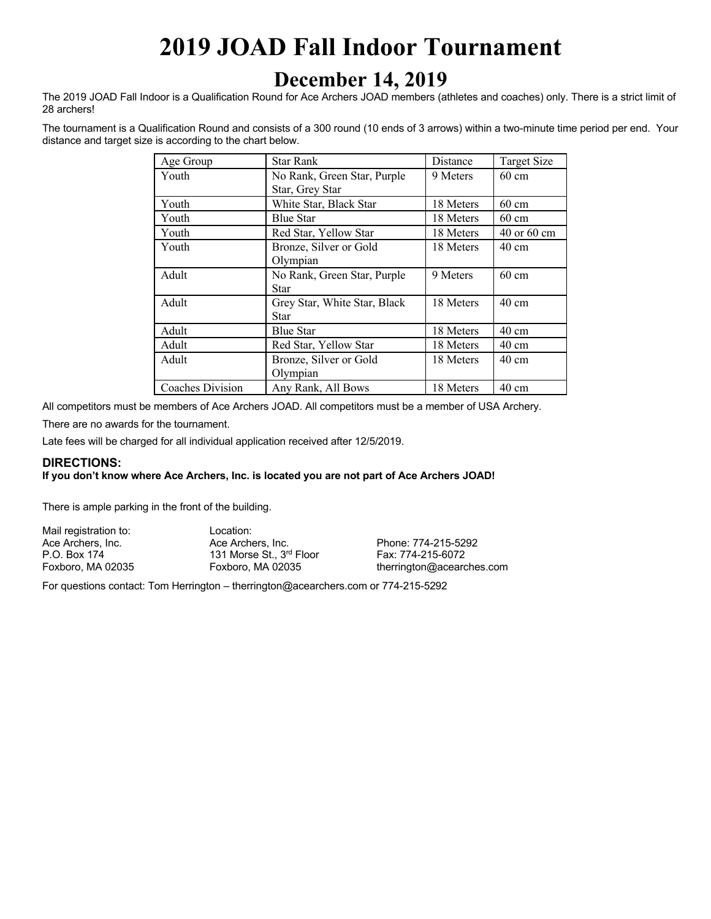# 2019 JOAD Fall Indoor Tournament

## December 14, 2019

The 2019 JOAD Fall Indoor is a Qualification Round for Ace Archers JOAD members (athletes and coaches) only. There is a strict limit of 28 archers!

The tournament is a Qualification Round and consists of a 300 round (10 ends of 3 arrows) within a two-minute time period per end. Your distance and target size is according to the chart below.

| Age Group | Star Rank | Distance | Target Size |
|---|---|---|---|
| Youth | No Rank, Green Star, Purple Star, Grey Star | 9 Meters | 60 cm |
| Youth | White Star, Black Star | 18 Meters | 60 cm |
| Youth | Blue Star | 18 Meters | 60 cm |
| Youth | Red Star, Yellow Star | 18 Meters | 40 or 60 cm |
| Youth | Bronze, Silver or Gold Olympian | 18 Meters | 40 cm |
| Adult | No Rank, Green Star, Purple Star | 9 Meters | 60 cm |
| Adult | Grey Star, White Star, Black Star | 18 Meters | 40 cm |
| Adult | Blue Star | 18 Meters | 40 cm |
| Adult | Red Star, Yellow Star | 18 Meters | 40 cm |
| Adult | Bronze, Silver or Gold Olympian | 18 Meters | 40 cm |
| Coaches Division | Any Rank, All Bows | 18 Meters | 40 cm |

All competitors must be members of Ace Archers JOAD. All competitors must be a member of USA Archery.

There are no awards for the tournament.

Late fees will be charged for all individual application received after 12/5/2019.

### DIRECTIONS:

**If you don't know where Ace Archers, Inc. is located you are not part of Ace Archers JOAD!**

There is ample parking in the front of the building.

Mail registration to:
Ace Archers, Inc.
P.O. Box 174
Foxboro, MA 02035

Location:
Ace Archers, Inc.
131 Morse St., 3rd Floor
Foxboro, MA 02035

Phone: 774-215-5292
Fax: 774-215-6072
therrington@acearches.com

For questions contact: Tom Herrington – therrington@acearchers.com or 774-215-5292